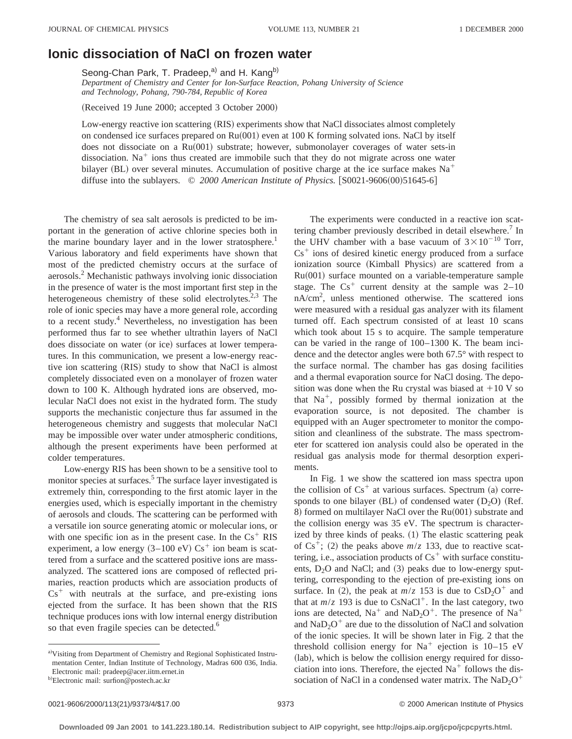# Ionic dissociation of NaCl on frozen water

Seong-Chan Park, T. Pradeep,[a] and H. Kang[b]

*Department of Chemistry and Center for Ion-Surface Reaction, Pohang University of Science and Technology, Pohang, 790-784, Republic of Korea*

(Received 19 June 2000; accepted 3 October 2000)

Low-energy reactive ion scattering (RIS) experiments show that NaCl dissociates almost completely on condensed ice surfaces prepared on Ru(001) even at 100 K forming solvated ions. NaCl by itself does not dissociate on a Ru(001) substrate; however, submonolayer coverages of water sets-in dissociation. $Na^+$ ions thus created are immobile such that they do not migrate across one water bilayer (BL) over several minutes. Accumulation of positive charge at the ice surface makes $Na^+$ diffuse into the sublayers. © *2000 American Institute of Physics.* [S0021-9606(00)51645-6]

The chemistry of sea salt aerosols is predicted to be important in the generation of active chlorine species both in the marine boundary layer and in the lower stratosphere.[1] Various laboratory and field experiments have shown that most of the predicted chemistry occurs at the surface of aerosols.[2] Mechanistic pathways involving ionic dissociation in the presence of water is the most important first step in the heterogeneous chemistry of these solid electrolytes.[2,3] The role of ionic species may have a more general role, according to a recent study.[4] Nevertheless, no investigation has been performed thus far to see whether ultrathin layers of NaCl does dissociate on water (or ice) surfaces at lower temperatures. In this communication, we present a low-energy reactive ion scattering (RIS) study to show that NaCl is almost completely dissociated even on a monolayer of frozen water down to 100 K. Although hydrated ions are observed, molecular NaCl does not exist in the hydrated form. The study supports the mechanistic conjecture thus far assumed in the heterogeneous chemistry and suggests that molecular NaCl may be impossible over water under atmospheric conditions, although the present experiments have been performed at colder temperatures.

Low-energy RIS has been shown to be a sensitive tool to monitor species at surfaces.[5] The surface layer investigated is extremely thin, corresponding to the first atomic layer in the energies used, which is especially important in the chemistry of aerosols and clouds. The scattering can be performed with a versatile ion source generating atomic or molecular ions, or with one specific ion as in the present case. In the $Cs^+$ RIS experiment, a low energy (3–100 eV) $Cs^+$ ion beam is scattered from a surface and the scattered positive ions are mass-analyzed. The scattered ions are composed of reflected primaries, reaction products which are association products of $Cs^+$ with neutrals at the surface, and pre-existing ions ejected from the surface. It has been shown that the RIS technique produces ions with low internal energy distribution so that even fragile species can be detected.[6]

The experiments were conducted in a reactive ion scattering chamber previously described in detail elsewhere.[7] In the UHV chamber with a base vacuum of $3\times10^{-10}$ Torr, $Cs^+$ ions of desired kinetic energy produced from a surface ionization source (Kimball Physics) are scattered from a Ru(001) surface mounted on a variable-temperature sample stage. The $Cs^+$ current density at the sample was 2–10 nA/cm$^2$, unless mentioned otherwise. The scattered ions were measured with a residual gas analyzer with its filament turned off. Each spectrum consisted of at least 10 scans which took about 15 s to acquire. The sample temperature can be varied in the range of 100–1300 K. The beam incidence and the detector angles were both 67.5° with respect to the surface normal. The chamber has gas dosing facilities and a thermal evaporation source for NaCl dosing. The deposition was done when the Ru crystal was biased at +10 V so that $Na^+$, possibly formed by thermal ionization at the evaporation source, is not deposited. The chamber is equipped with an Auger spectrometer to monitor the composition and cleanliness of the substrate. The mass spectrometer for scattered ion analysis could also be operated in the residual gas analysis mode for thermal desorption experiments.

In Fig. 1 we show the scattered ion mass spectra upon the collision of $Cs^+$ at various surfaces. Spectrum (a) corresponds to one bilayer (BL) of condensed water ($D_2O$) (Ref. 8) formed on multilayer NaCl over the Ru(001) substrate and the collision energy was 35 eV. The spectrum is characterized by three kinds of peaks. (1) The elastic scattering peak of $Cs^+$; (2) the peaks above $m/z$ 133, due to reactive scattering, i.e., association products of $Cs^+$ with surface constituents, $D_2O$ and NaCl; and (3) peaks due to low-energy sputtering, corresponding to the ejection of pre-existing ions on surface. In (2), the peak at $m/z$ 153 is due to $CsD_2O^+$ and that at $m/z$ 193 is due to $CsNaCl^+$. In the last category, two ions are detected, $Na^+$ and $NaD_2O^+$. The presence of $Na^+$ and $NaD_2O^+$ are due to the dissolution of NaCl and solvation of the ionic species. It will be shown later in Fig. 2 that the threshold collision energy for $Na^+$ ejection is 10–15 eV (lab), which is below the collision energy required for dissociation into ions. Therefore, the ejected $Na^+$ follows the dissociation of NaCl in a condensed water matrix. The $NaD_2O^+$

[a]Visiting from Department of Chemistry and Regional Sophisticated Instrumentation Center, Indian Institute of Technology, Madras 600 036, India. Electronic mail: pradeep@acer.iitm.ernet.in

[b]Electronic mail: surfion@postech.ac.kr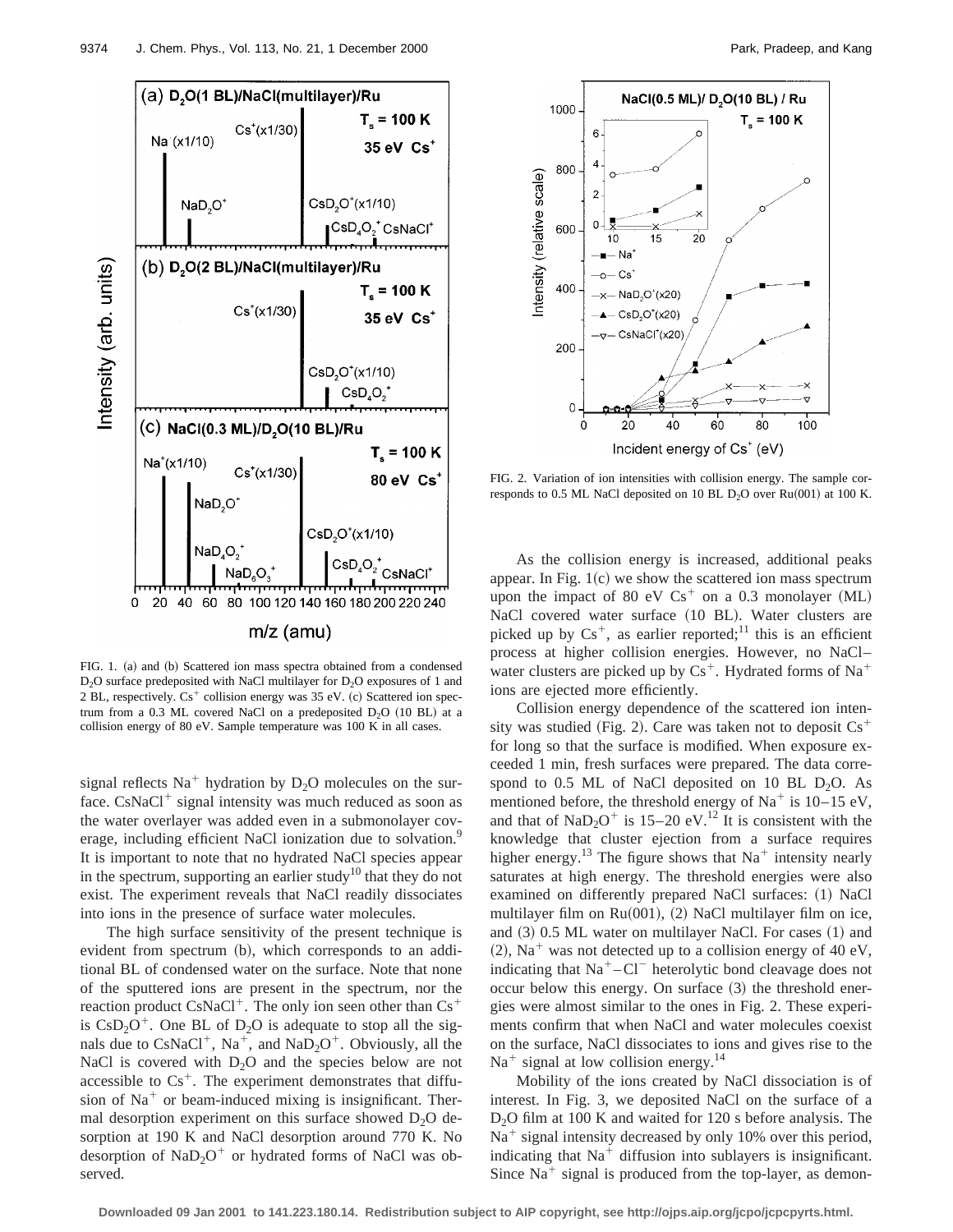FIG. 1. (a) and (b) Scattered ion mass spectra obtained from a condensed $D_2O$ surface predeposited with NaCl multilayer for $D_2O$ exposures of 1 and 2 BL, respectively. $Cs^+$ collision energy was 35 eV. (c) Scattered ion spectrum from a 0.3 ML covered NaCl on a predeposited $D_2O$ (10 BL) at a collision energy of 80 eV. Sample temperature was 100 K in all cases.

FIG. 2. Variation of ion intensities with collision energy. The sample corresponds to 0.5 ML NaCl deposited on 10 BL $D_2O$ over Ru(001) at 100 K.

signal reflects $Na^+$ hydration by $D_2O$ molecules on the surface. $CsNaCl^+$ signal intensity was much reduced as soon as the water overlayer was added even in a submonolayer coverage, including efficient NaCl ionization due to solvation.[9] It is important to note that no hydrated NaCl species appear in the spectrum, supporting an earlier study[10] that they do not exist. The experiment reveals that NaCl readily dissociates into ions in the presence of surface water molecules.

The high surface sensitivity of the present technique is evident from spectrum (b), which corresponds to an additional BL of condensed water on the surface. Note that none of the sputtered ions are present in the spectrum, nor the reaction product $CsNaCl^+$. The only ion seen other than $Cs^+$ is $CsD_2O^+$. One BL of $D_2O$ is adequate to stop all the signals due to $CsNaCl^+$, $Na^+$, and $NaD_2O^+$. Obviously, all the NaCl is covered with $D_2O$ and the species below are not accessible to $Cs^+$. The experiment demonstrates that diffusion of $Na^+$ or beam-induced mixing is insignificant. Thermal desorption experiment on this surface showed $D_2O$ desorption at 190 K and NaCl desorption around 770 K. No desorption of $NaD_2O^+$ or hydrated forms of NaCl was observed.

As the collision energy is increased, additional peaks appear. In Fig. 1(c) we show the scattered ion mass spectrum upon the impact of 80 eV $Cs^+$ on a 0.3 monolayer (ML) NaCl covered water surface (10 BL). Water clusters are picked up by $Cs^+$, as earlier reported;[11] this is an efficient process at higher collision energies. However, no NaCl–water clusters are picked up by $Cs^+$. Hydrated forms of $Na^+$ ions are ejected more efficiently.

Collision energy dependence of the scattered ion intensity was studied (Fig. 2). Care was taken not to deposit $Cs^+$ for long so that the surface is modified. When exposure exceeded 1 min, fresh surfaces were prepared. The data correspond to 0.5 ML of NaCl deposited on 10 BL $D_2O$. As mentioned before, the threshold energy of $Na^+$ is 10–15 eV, and that of $NaD_2O^+$ is 15–20 eV.[12] It is consistent with the knowledge that cluster ejection from a surface requires higher energy.[13] The figure shows that $Na^+$ intensity nearly saturates at high energy. The threshold energies were also examined on differently prepared NaCl surfaces: (1) NaCl multilayer film on Ru(001), (2) NaCl multilayer film on ice, and (3) 0.5 ML water on multilayer NaCl. For cases (1) and (2), $Na^+$ was not detected up to a collision energy of 40 eV, indicating that $Na^+–Cl^-$ heterolytic bond cleavage does not occur below this energy. On surface (3) the threshold energies were almost similar to the ones in Fig. 2. These experiments confirm that when NaCl and water molecules coexist on the surface, NaCl dissociates to ions and gives rise to the $Na^+$ signal at low collision energy.[14]

Mobility of the ions created by NaCl dissociation is of interest. In Fig. 3, we deposited NaCl on the surface of a $D_2O$ film at 100 K and waited for 120 s before analysis. The $Na^+$ signal intensity decreased by only 10% over this period, indicating that $Na^+$ diffusion into sublayers is insignificant. Since $Na^+$ signal is produced from the top-layer, as demon-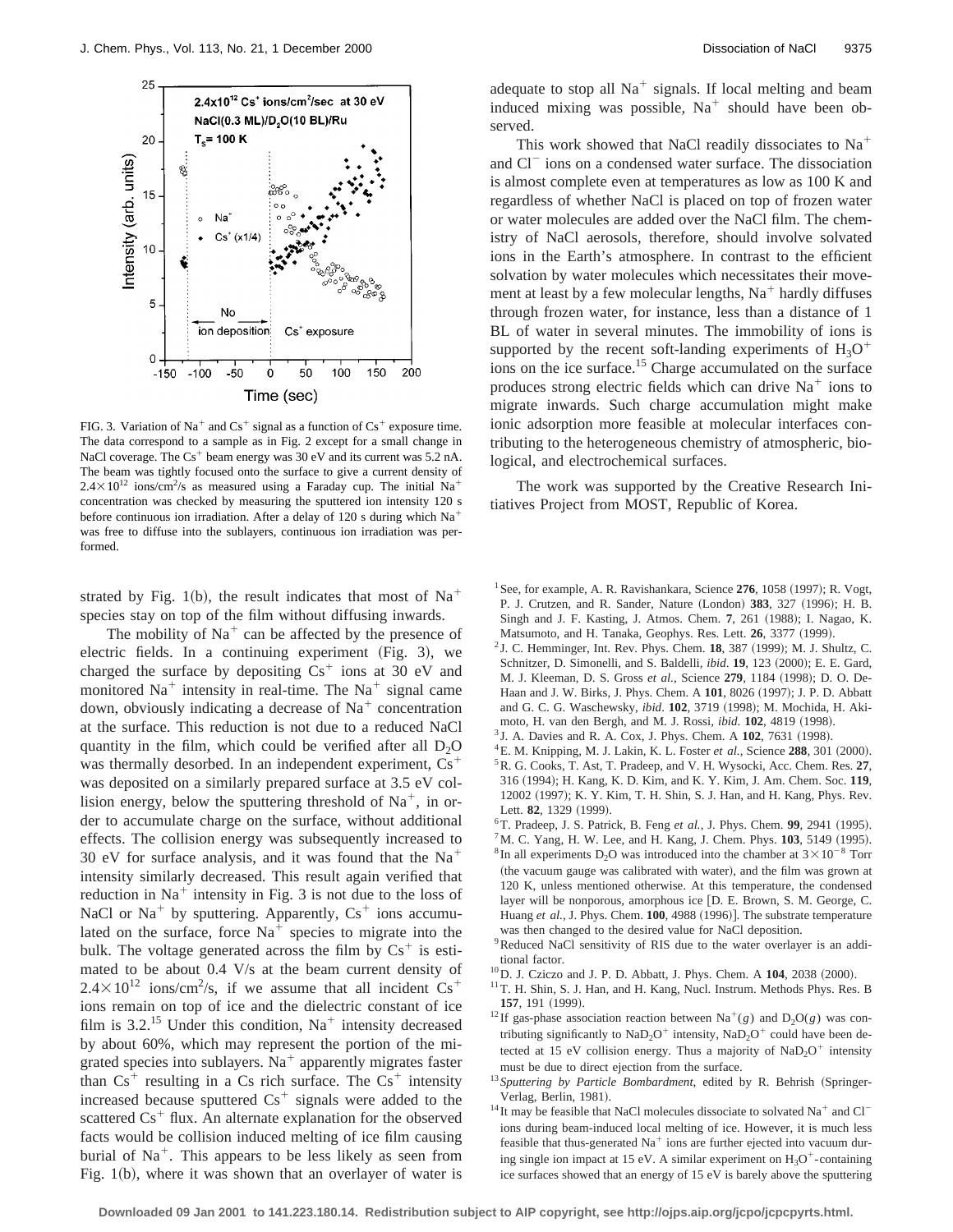FIG. 3. Variation of $Na^+$ and $Cs^+$ signal as a function of $Cs^+$ exposure time. The data correspond to a sample as in Fig. 2 except for a small change in NaCl coverage. The $Cs^+$ beam energy was 30 eV and its current was 5.2 nA. The beam was tightly focused onto the surface to give a current density of $2.4\times10^{12}$ ions/cm$^2$/s as measured using a Faraday cup. The initial $Na^+$ concentration was checked by measuring the sputtered ion intensity 120 s before continuous ion irradiation. After a delay of 120 s during which $Na^+$ was free to diffuse into the sublayers, continuous ion irradiation was performed.

strated by Fig. 1(b), the result indicates that most of $Na^+$ species stay on top of the film without diffusing inwards.

The mobility of $Na^+$ can be affected by the presence of electric fields. In a continuing experiment (Fig. 3), we charged the surface by depositing $Cs^+$ ions at 30 eV and monitored $Na^+$ intensity in real-time. The $Na^+$ signal came down, obviously indicating a decrease of $Na^+$ concentration at the surface. This reduction is not due to a reduced NaCl quantity in the film, which could be verified after all $D_2O$ was thermally desorbed. In an independent experiment, $Cs^+$ was deposited on a similarly prepared surface at 3.5 eV collision energy, below the sputtering threshold of $Na^+$, in order to accumulate charge on the surface, without additional effects. The collision energy was subsequently increased to 30 eV for surface analysis, and it was found that the $Na^+$ intensity similarly decreased. This result again verified that reduction in $Na^+$ intensity in Fig. 3 is not due to the loss of NaCl or $Na^+$ by sputtering. Apparently, $Cs^+$ ions accumulated on the surface, force $Na^+$ species to migrate into the bulk. The voltage generated across the film by $Cs^+$ is estimated to be about 0.4 V/s at the beam current density of $2.4\times10^{12}$ ions/cm$^2$/s, if we assume that all incident $Cs^+$ ions remain on top of ice and the dielectric constant of ice film is 3.2.[15] Under this condition, $Na^+$ intensity decreased by about 60%, which may represent the portion of the migrated species into sublayers. $Na^+$ apparently migrates faster than $Cs^+$ resulting in a Cs rich surface. The $Cs^+$ intensity increased because sputtered $Cs^+$ signals were added to the scattered $Cs^+$ flux. An alternate explanation for the observed facts would be collision induced melting of ice film causing burial of $Na^+$. This appears to be less likely as seen from Fig. 1(b), where it was shown that an overlayer of water is adequate to stop all $Na^+$ signals. If local melting and beam induced mixing was possible, $Na^+$ should have been observed.

This work showed that NaCl readily dissociates to $Na^+$ and $Cl^-$ ions on a condensed water surface. The dissociation is almost complete even at temperatures as low as 100 K and regardless of whether NaCl is placed on top of frozen water or water molecules are added over the NaCl film. The chemistry of NaCl aerosols, therefore, should involve solvated ions in the Earth's atmosphere. In contrast to the efficient solvation by water molecules which necessitates their movement at least by a few molecular lengths, $Na^+$ hardly diffuses through frozen water, for instance, less than a distance of 1 BL of water in several minutes. The immobility of ions is supported by the recent soft-landing experiments of $H_3O^+$ ions on the ice surface.[15] Charge accumulated on the surface produces strong electric fields which can drive $Na^+$ ions to migrate inwards. Such charge accumulation might make ionic adsorption more feasible at molecular interfaces contributing to the heterogeneous chemistry of atmospheric, biological, and electrochemical surfaces.

The work was supported by the Creative Research Initiatives Project from MOST, Republic of Korea.

[1] See, for example, A. R. Ravishankara, Science **276**, 1058 (1997); R. Vogt, P. J. Crutzen, and R. Sander, Nature (London) **383**, 327 (1996); H. B. Singh and J. F. Kasting, J. Atmos. Chem. **7**, 261 (1988); I. Nagao, K. Matsumoto, and H. Tanaka, Geophys. Res. Lett. **26**, 3377 (1999).

[2] J. C. Hemminger, Int. Rev. Phys. Chem. **18**, 387 (1999); M. J. Shultz, C. Schnitzer, D. Simonelli, and S. Baldelli, *ibid.* **19**, 123 (2000); E. E. Gard, M. J. Kleeman, D. S. Gross *et al.*, Science **279**, 1184 (1998); D. O. DeHaan and J. W. Birks, J. Phys. Chem. A **101**, 8026 (1997); J. P. D. Abbatt and G. C. G. Waschewsky, *ibid.* **102**, 3719 (1998); M. Mochida, H. Akimoto, H. van den Bergh, and M. J. Rossi, *ibid.* **102**, 4819 (1998).

[3] J. A. Davies and R. A. Cox, J. Phys. Chem. A **102**, 7631 (1998).

[4] E. M. Knipping, M. J. Lakin, K. L. Foster *et al.*, Science **288**, 301 (2000).

[5] R. G. Cooks, T. Ast, T. Pradeep, and V. H. Wysocki, Acc. Chem. Res. **27**, 316 (1994); H. Kang, K. D. Kim, and K. Y. Kim, J. Am. Chem. Soc. **119**, 12002 (1997); K. Y. Kim, T. H. Shin, S. J. Han, and H. Kang, Phys. Rev. Lett. **82**, 1329 (1999).

[6] T. Pradeep, J. S. Patrick, B. Feng *et al.*, J. Phys. Chem. **99**, 2941 (1995).

[7] M. C. Yang, H. W. Lee, and H. Kang, J. Chem. Phys. **103**, 5149 (1995).

[8] In all experiments $D_2O$ was introduced into the chamber at $3\times10^{-8}$ Torr (the vacuum gauge was calibrated with water), and the film was grown at 120 K, unless mentioned otherwise. At this temperature, the condensed layer will be nonporous, amorphous ice [D. E. Brown, S. M. George, C. Huang *et al.*, J. Phys. Chem. **100**, 4988 (1996)]. The substrate temperature was then changed to the desired value for NaCl deposition.

[9] Reduced NaCl sensitivity of RIS due to the water overlayer is an additional factor.

[10] D. J. Cziczo and J. P. D. Abbatt, J. Phys. Chem. A **104**, 2038 (2000).

[11] T. H. Shin, S. J. Han, and H. Kang, Nucl. Instrum. Methods Phys. Res. B **157**, 191 (1999).

[12] If gas-phase association reaction between $Na^+(g)$ and $D_2O(g)$ was contributing significantly to $NaD_2O^+$ intensity, $NaD_2O^+$ could have been detected at 15 eV collision energy. Thus a majority of $NaD_2O^+$ intensity must be due to direct ejection from the surface.

[13] *Sputtering by Particle Bombardment*, edited by R. Behrish (Springer-Verlag, Berlin, 1981).

[14] It may be feasible that NaCl molecules dissociate to solvated $Na^+$ and $Cl^-$ ions during beam-induced local melting of ice. However, it is much less feasible that thus-generated $Na^+$ ions are further ejected into vacuum during single ion impact at 15 eV. A similar experiment on $H_3O^+$-containing ice surfaces showed that an energy of 15 eV is barely above the sputtering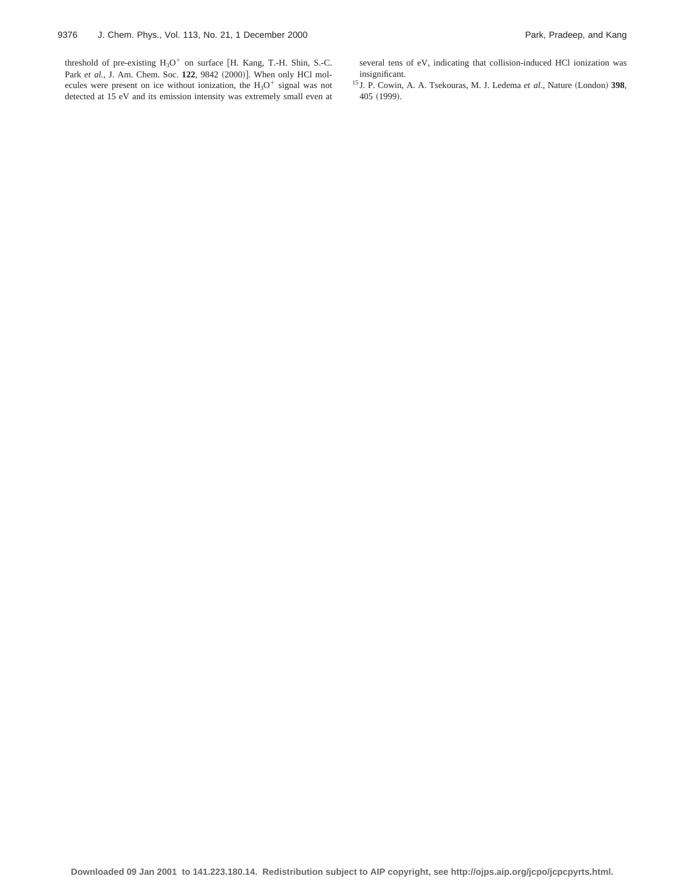threshold of pre-existing $H_3O^+$ on surface [H. Kang, T.-H. Shin, S.-C. Park *et al.*, J. Am. Chem. Soc. **122**, 9842 (2000)]. When only HCl molecules were present on ice without ionization, the $H_3O^+$ signal was not detected at 15 eV and its emission intensity was extremely small even at several tens of eV, indicating that collision-induced HCl ionization was insignificant.

[15] J. P. Cowin, A. A. Tsekouras, M. J. Ledema *et al.*, Nature (London) **398**, 405 (1999).